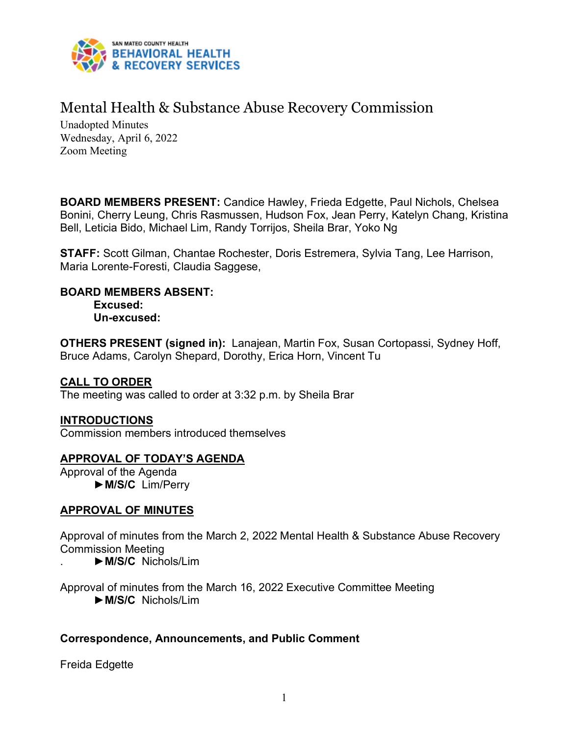SAN MATEO COUNTY HEALTH
BEHAVIORAL HEALTH
& RECOVERY SERVICES

# Mental Health & Substance Abuse Recovery Commission

Unadopted Minutes
Wednesday, April 6, 2022
Zoom Meeting

**BOARD MEMBERS PRESENT:** Candice Hawley, Frieda Edgette, Paul Nichols, Chelsea Bonini, Cherry Leung, Chris Rasmussen, Hudson Fox, Jean Perry, Katelyn Chang, Kristina Bell, Leticia Bido, Michael Lim, Randy Torrijos, Sheila Brar, Yoko Ng

**STAFF:** Scott Gilman, Chantae Rochester, Doris Estremera, Sylvia Tang, Lee Harrison, Maria Lorente-Foresti, Claudia Saggese,

**BOARD MEMBERS ABSENT:**
**Excused:**
**Un-excused:**

**OTHERS PRESENT (signed in):** Lanajean, Martin Fox, Susan Cortopassi, Sydney Hoff, Bruce Adams, Carolyn Shepard, Dorothy, Erica Horn, Vincent Tu

**CALL TO ORDER**
The meeting was called to order at 3:32 p.m. by Sheila Brar

**INTRODUCTIONS**
Commission members introduced themselves

**APPROVAL OF TODAY'S AGENDA**
Approval of the Agenda
►**M/S/C** Lim/Perry

**APPROVAL OF MINUTES**

Approval of minutes from the March 2, 2022 Mental Health & Substance Abuse Recovery Commission Meeting
►**M/S/C** Nichols/Lim

Approval of minutes from the March 16, 2022 Executive Committee Meeting
►**M/S/C** Nichols/Lim

**Correspondence, Announcements, and Public Comment**

Freida Edgette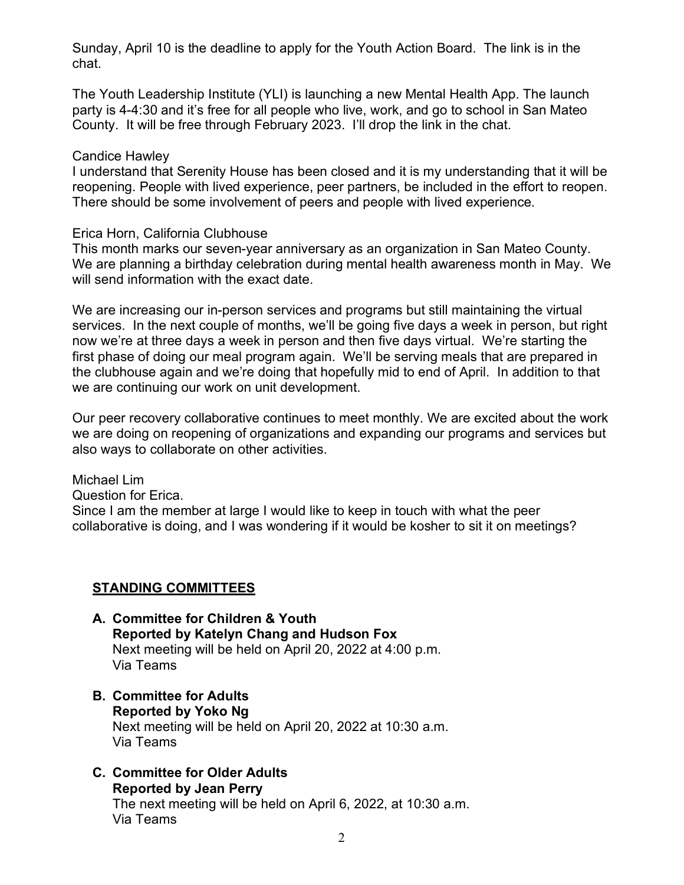Sunday, April 10 is the deadline to apply for the Youth Action Board. The link is in the chat.

The Youth Leadership Institute (YLI) is launching a new Mental Health App. The launch party is 4-4:30 and it's free for all people who live, work, and go to school in San Mateo County. It will be free through February 2023. I'll drop the link in the chat.

Candice Hawley
I understand that Serenity House has been closed and it is my understanding that it will be reopening. People with lived experience, peer partners, be included in the effort to reopen. There should be some involvement of peers and people with lived experience.

Erica Horn, California Clubhouse
This month marks our seven-year anniversary as an organization in San Mateo County. We are planning a birthday celebration during mental health awareness month in May. We will send information with the exact date.

We are increasing our in-person services and programs but still maintaining the virtual services. In the next couple of months, we'll be going five days a week in person, but right now we're at three days a week in person and then five days virtual. We're starting the first phase of doing our meal program again. We'll be serving meals that are prepared in the clubhouse again and we're doing that hopefully mid to end of April. In addition to that we are continuing our work on unit development.

Our peer recovery collaborative continues to meet monthly. We are excited about the work we are doing on reopening of organizations and expanding our programs and services but also ways to collaborate on other activities.

Michael Lim
Question for Erica.
Since I am the member at large I would like to keep in touch with what the peer collaborative is doing, and I was wondering if it would be kosher to sit it on meetings?

## STANDING COMMITTEES

**A. Committee for Children & Youth**
**Reported by Katelyn Chang and Hudson Fox**
Next meeting will be held on April 20, 2022 at 4:00 p.m.
Via Teams

**B. Committee for Adults**
**Reported by Yoko Ng**
Next meeting will be held on April 20, 2022 at 10:30 a.m.
Via Teams

**C. Committee for Older Adults**
**Reported by Jean Perry**
The next meeting will be held on April 6, 2022, at 10:30 a.m.
Via Teams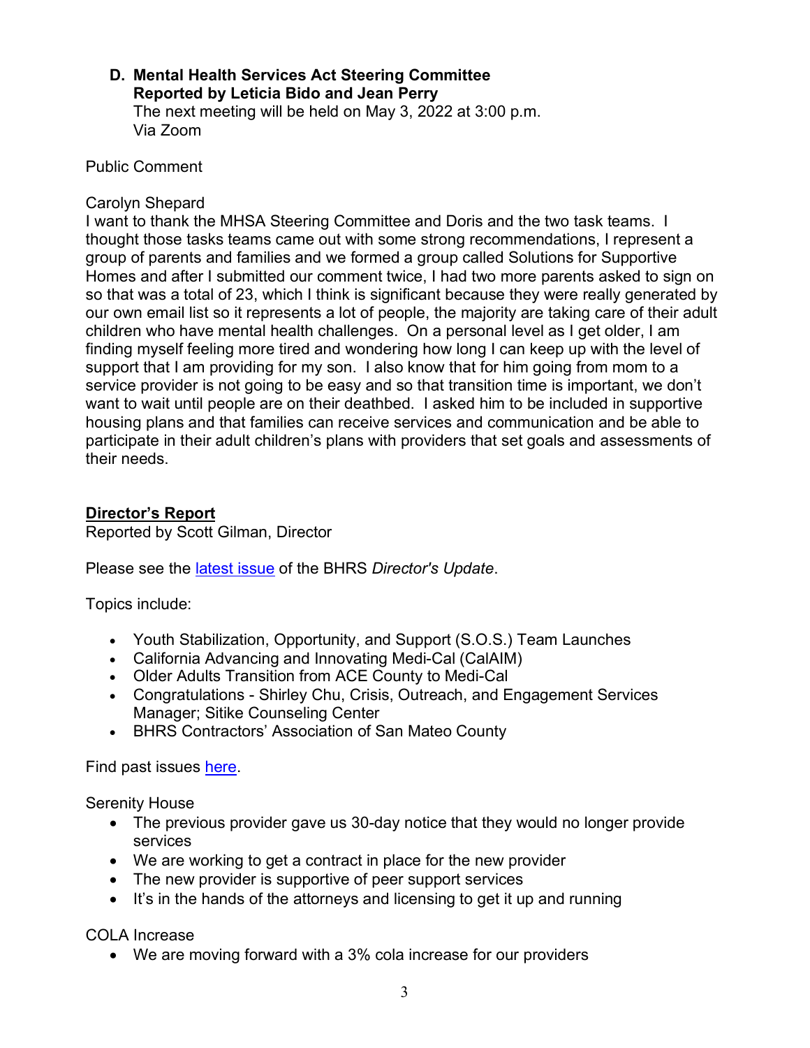**D. Mental Health Services Act Steering Committee**
**Reported by Leticia Bido and Jean Perry**
The next meeting will be held on May 3, 2022 at 3:00 p.m.
Via Zoom

Public Comment

Carolyn Shepard
I want to thank the MHSA Steering Committee and Doris and the two task teams. I thought those tasks teams came out with some strong recommendations, I represent a group of parents and families and we formed a group called Solutions for Supportive Homes and after I submitted our comment twice, I had two more parents asked to sign on so that was a total of 23, which I think is significant because they were really generated by our own email list so it represents a lot of people, the majority are taking care of their adult children who have mental health challenges. On a personal level as I get older, I am finding myself feeling more tired and wondering how long I can keep up with the level of support that I am providing for my son. I also know that for him going from mom to a service provider is not going to be easy and so that transition time is important, we don't want to wait until people are on their deathbed. I asked him to be included in supportive housing plans and that families can receive services and communication and be able to participate in their adult children's plans with providers that set goals and assessments of their needs.

## Director's Report

Reported by Scott Gilman, Director

Please see the latest issue of the BHRS *Director's Update*.

Topics include:

- Youth Stabilization, Opportunity, and Support (S.O.S.) Team Launches
- California Advancing and Innovating Medi-Cal (CalAIM)
- Older Adults Transition from ACE County to Medi-Cal
- Congratulations - Shirley Chu, Crisis, Outreach, and Engagement Services Manager; Sitike Counseling Center
- BHRS Contractors' Association of San Mateo County

Find past issues here.

Serenity House

- The previous provider gave us 30-day notice that they would no longer provide services
- We are working to get a contract in place for the new provider
- The new provider is supportive of peer support services
- It's in the hands of the attorneys and licensing to get it up and running

COLA Increase

- We are moving forward with a 3% cola increase for our providers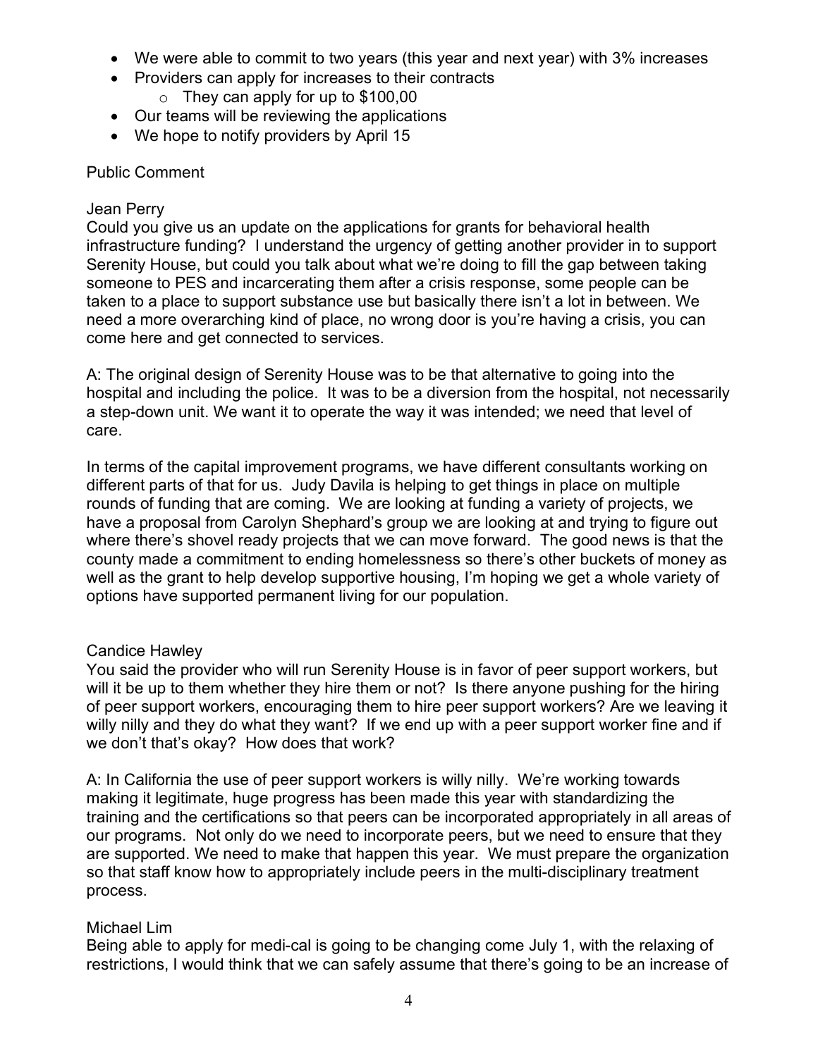- We were able to commit to two years (this year and next year) with 3% increases
- Providers can apply for increases to their contracts
  - They can apply for up to $100,00
- Our teams will be reviewing the applications
- We hope to notify providers by April 15

Public Comment

Jean Perry
Could you give us an update on the applications for grants for behavioral health infrastructure funding? I understand the urgency of getting another provider in to support Serenity House, but could you talk about what we're doing to fill the gap between taking someone to PES and incarcerating them after a crisis response, some people can be taken to a place to support substance use but basically there isn't a lot in between. We need a more overarching kind of place, no wrong door is you're having a crisis, you can come here and get connected to services.

A: The original design of Serenity House was to be that alternative to going into the hospital and including the police. It was to be a diversion from the hospital, not necessarily a step-down unit. We want it to operate the way it was intended; we need that level of care.

In terms of the capital improvement programs, we have different consultants working on different parts of that for us. Judy Davila is helping to get things in place on multiple rounds of funding that are coming. We are looking at funding a variety of projects, we have a proposal from Carolyn Shephard's group we are looking at and trying to figure out where there's shovel ready projects that we can move forward. The good news is that the county made a commitment to ending homelessness so there's other buckets of money as well as the grant to help develop supportive housing, I'm hoping we get a whole variety of options have supported permanent living for our population.

Candice Hawley
You said the provider who will run Serenity House is in favor of peer support workers, but will it be up to them whether they hire them or not? Is there anyone pushing for the hiring of peer support workers, encouraging them to hire peer support workers? Are we leaving it willy nilly and they do what they want? If we end up with a peer support worker fine and if we don't that's okay? How does that work?

A: In California the use of peer support workers is willy nilly. We're working towards making it legitimate, huge progress has been made this year with standardizing the training and the certifications so that peers can be incorporated appropriately in all areas of our programs. Not only do we need to incorporate peers, but we need to ensure that they are supported. We need to make that happen this year. We must prepare the organization so that staff know how to appropriately include peers in the multi-disciplinary treatment process.

Michael Lim
Being able to apply for medi-cal is going to be changing come July 1, with the relaxing of restrictions, I would think that we can safely assume that there's going to be an increase of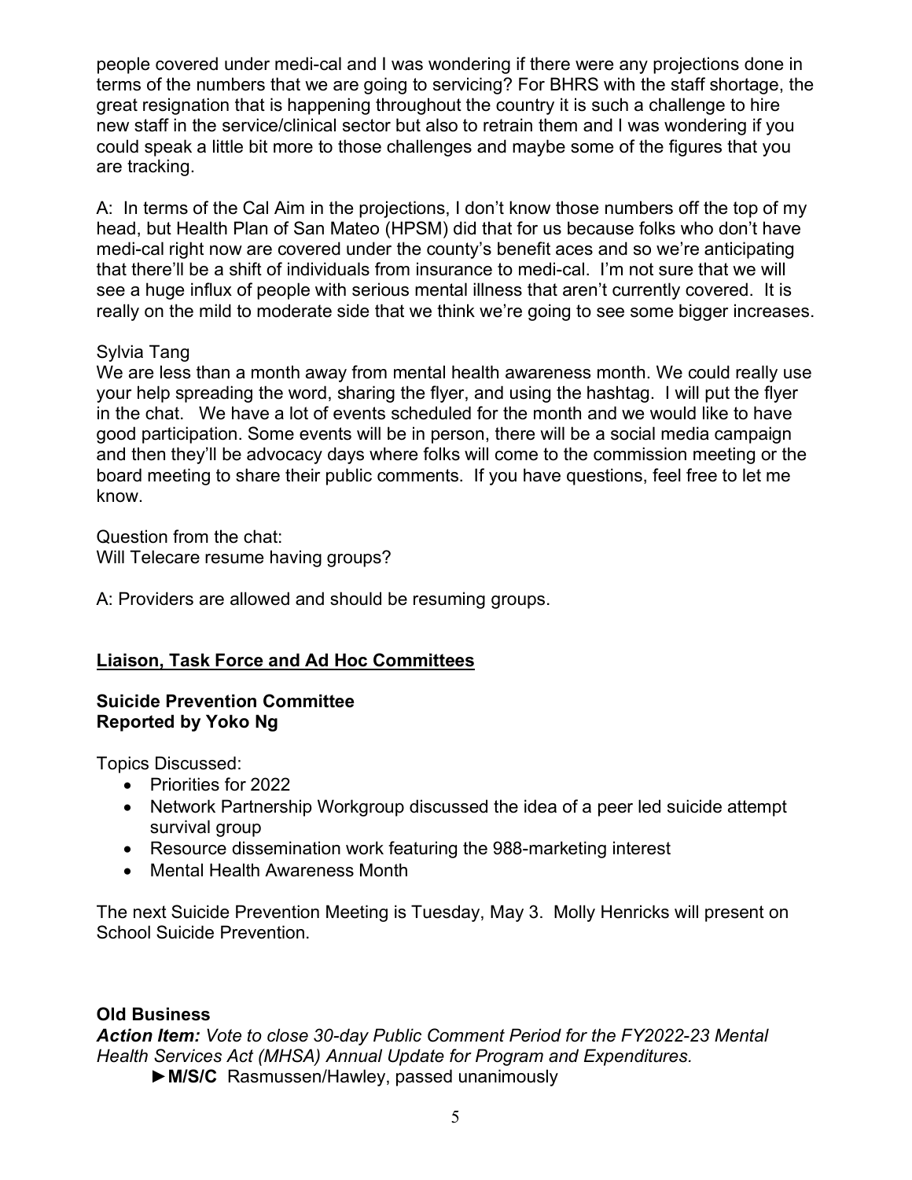people covered under medi-cal and I was wondering if there were any projections done in terms of the numbers that we are going to servicing? For BHRS with the staff shortage, the great resignation that is happening throughout the country it is such a challenge to hire new staff in the service/clinical sector but also to retrain them and I was wondering if you could speak a little bit more to those challenges and maybe some of the figures that you are tracking.

A: In terms of the Cal Aim in the projections, I don't know those numbers off the top of my head, but Health Plan of San Mateo (HPSM) did that for us because folks who don't have medi-cal right now are covered under the county's benefit aces and so we're anticipating that there'll be a shift of individuals from insurance to medi-cal. I'm not sure that we will see a huge influx of people with serious mental illness that aren't currently covered. It is really on the mild to moderate side that we think we're going to see some bigger increases.

Sylvia Tang
We are less than a month away from mental health awareness month. We could really use your help spreading the word, sharing the flyer, and using the hashtag. I will put the flyer in the chat. We have a lot of events scheduled for the month and we would like to have good participation. Some events will be in person, there will be a social media campaign and then they'll be advocacy days where folks will come to the commission meeting or the board meeting to share their public comments. If you have questions, feel free to let me know.

Question from the chat:
Will Telecare resume having groups?

A: Providers are allowed and should be resuming groups.

## Liaison, Task Force and Ad Hoc Committees

### Suicide Prevention Committee
### Reported by Yoko Ng

Topics Discussed:

- Priorities for 2022
- Network Partnership Workgroup discussed the idea of a peer led suicide attempt survival group
- Resource dissemination work featuring the 988-marketing interest
- Mental Health Awareness Month

The next Suicide Prevention Meeting is Tuesday, May 3. Molly Henricks will present on School Suicide Prevention.

## Old Business

***Action Item:*** *Vote to close 30-day Public Comment Period for the FY2022-23 Mental Health Services Act (MHSA) Annual Update for Program and Expenditures.*

►**M/S/C** Rasmussen/Hawley, passed unanimously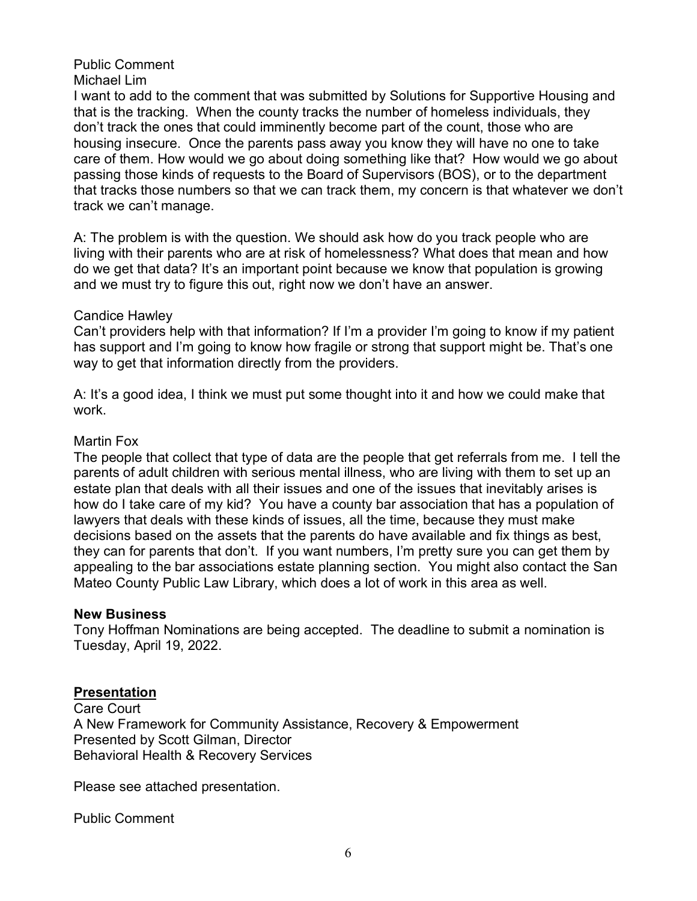Public Comment

Michael Lim

I want to add to the comment that was submitted by Solutions for Supportive Housing and that is the tracking. When the county tracks the number of homeless individuals, they don't track the ones that could imminently become part of the count, those who are housing insecure. Once the parents pass away you know they will have no one to take care of them. How would we go about doing something like that? How would we go about passing those kinds of requests to the Board of Supervisors (BOS), or to the department that tracks those numbers so that we can track them, my concern is that whatever we don't track we can't manage.

A: The problem is with the question. We should ask how do you track people who are living with their parents who are at risk of homelessness? What does that mean and how do we get that data? It's an important point because we know that population is growing and we must try to figure this out, right now we don't have an answer.

Candice Hawley

Can't providers help with that information? If I'm a provider I'm going to know if my patient has support and I'm going to know how fragile or strong that support might be. That's one way to get that information directly from the providers.

A: It's a good idea, I think we must put some thought into it and how we could make that work.

Martin Fox

The people that collect that type of data are the people that get referrals from me. I tell the parents of adult children with serious mental illness, who are living with them to set up an estate plan that deals with all their issues and one of the issues that inevitably arises is how do I take care of my kid? You have a county bar association that has a population of lawyers that deals with these kinds of issues, all the time, because they must make decisions based on the assets that the parents do have available and fix things as best, they can for parents that don't. If you want numbers, I'm pretty sure you can get them by appealing to the bar associations estate planning section. You might also contact the San Mateo County Public Law Library, which does a lot of work in this area as well.

**New Business**

Tony Hoffman Nominations are being accepted. The deadline to submit a nomination is Tuesday, April 19, 2022.

**Presentation**

Care Court
A New Framework for Community Assistance, Recovery & Empowerment
Presented by Scott Gilman, Director
Behavioral Health & Recovery Services

Please see attached presentation.

Public Comment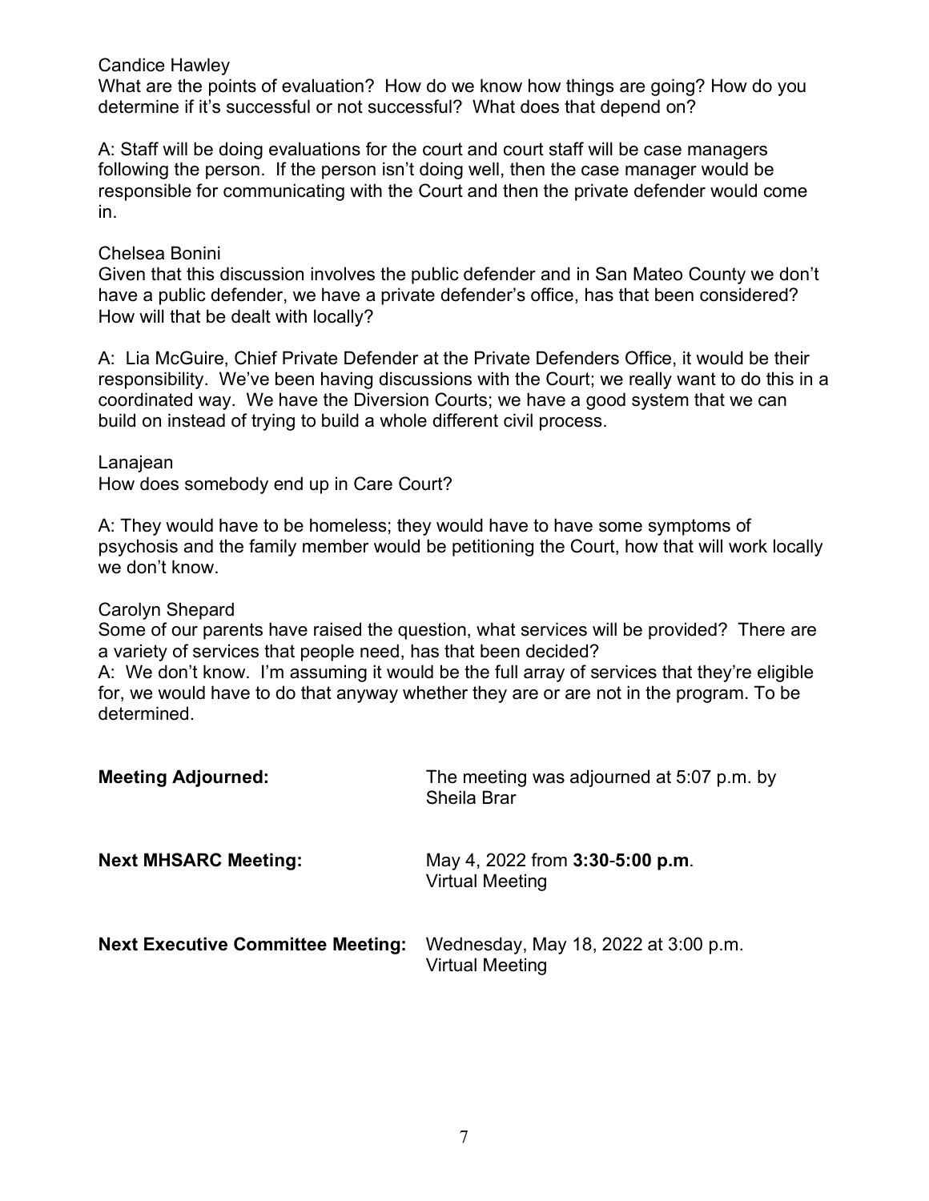Candice Hawley
What are the points of evaluation? How do we know how things are going? How do you determine if it's successful or not successful? What does that depend on?

A: Staff will be doing evaluations for the court and court staff will be case managers following the person. If the person isn't doing well, then the case manager would be responsible for communicating with the Court and then the private defender would come in.

Chelsea Bonini
Given that this discussion involves the public defender and in San Mateo County we don't have a public defender, we have a private defender's office, has that been considered? How will that be dealt with locally?

A: Lia McGuire, Chief Private Defender at the Private Defenders Office, it would be their responsibility. We've been having discussions with the Court; we really want to do this in a coordinated way. We have the Diversion Courts; we have a good system that we can build on instead of trying to build a whole different civil process.

Lanajean
How does somebody end up in Care Court?

A: They would have to be homeless; they would have to have some symptoms of psychosis and the family member would be petitioning the Court, how that will work locally we don't know.

Carolyn Shepard
Some of our parents have raised the question, what services will be provided? There are a variety of services that people need, has that been decided?
A: We don't know. I'm assuming it would be the full array of services that they're eligible for, we would have to do that anyway whether they are or are not in the program. To be determined.

| | |
|---|---|
| **Meeting Adjourned:** | The meeting was adjourned at 5:07 p.m. by Sheila Brar |
| **Next MHSARC Meeting:** | May 4, 2022 from **3:30**-**5:00 p.m**. Virtual Meeting |
| **Next Executive Committee Meeting:** | Wednesday, May 18, 2022 at 3:00 p.m. Virtual Meeting |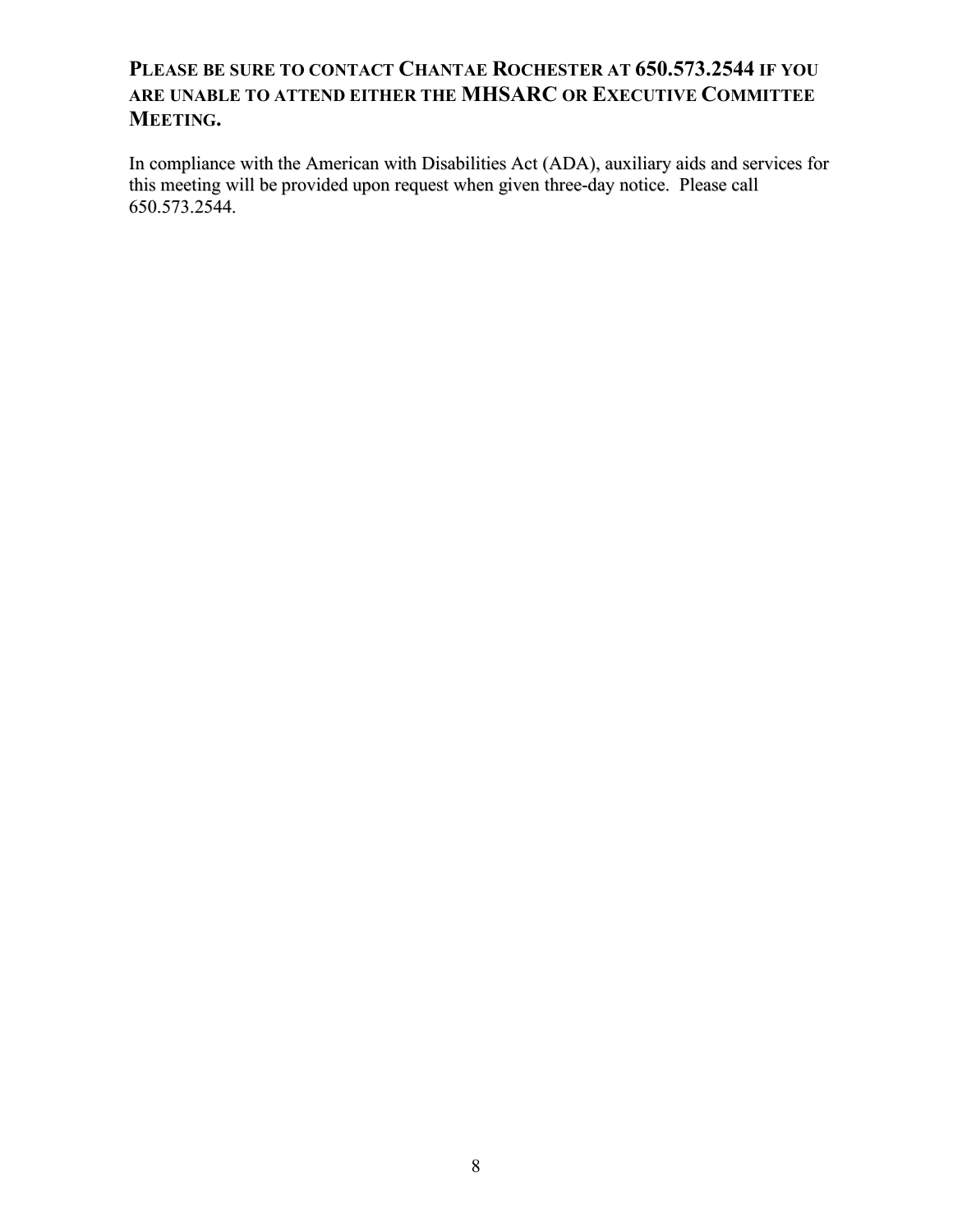**PLEASE BE SURE TO CONTACT CHANTAE ROCHESTER AT 650.573.2544 IF YOU ARE UNABLE TO ATTEND EITHER THE MHSARC OR EXECUTIVE COMMITTEE MEETING.**

In compliance with the American with Disabilities Act (ADA), auxiliary aids and services for this meeting will be provided upon request when given three-day notice. Please call 650.573.2544.